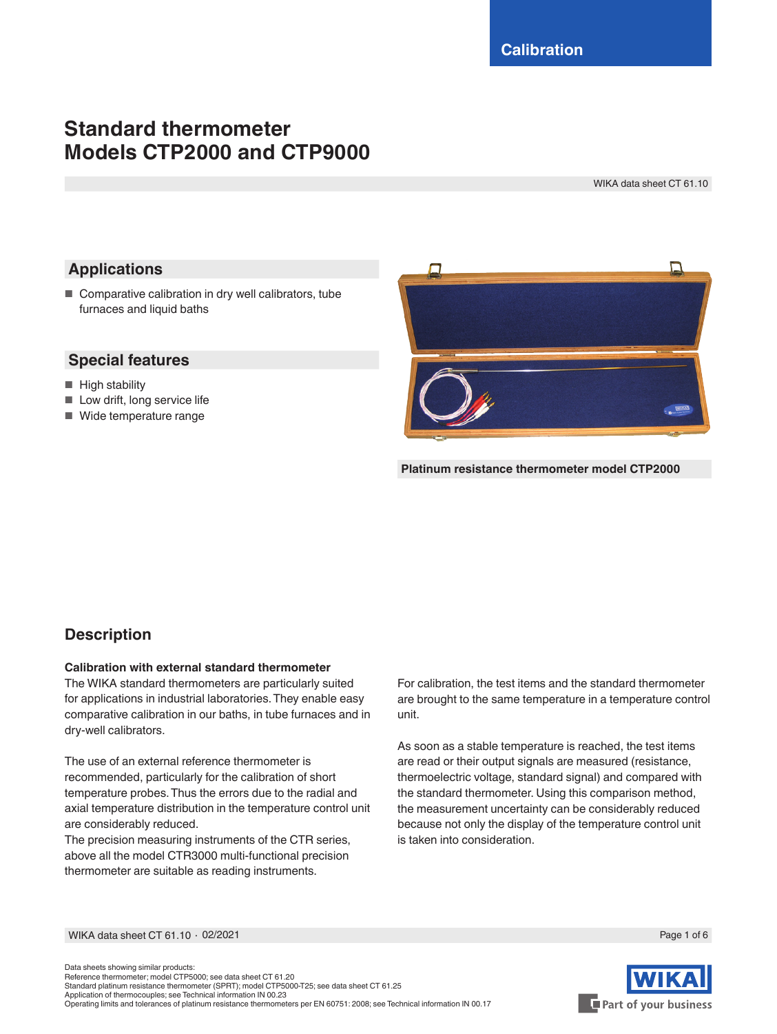Calibration

# Standard thermometer Models CTP2000 and CTP9000

WIKA data sheet CT 61.10

## Applications

- Comparative calibration in dry well calibrators, tube furnaces and liquid baths

## Special features

- High stability
- Low drift, long service life
- Wide temperature range

**Platinum resistance thermometer model CTP2000**

## Description

**Calibration with external standard thermometer**

The WIKA standard thermometers are particularly suited for applications in industrial laboratories. They enable easy comparative calibration in our baths, in tube furnaces and in dry-well calibrators.

The use of an external reference thermometer is recommended, particularly for the calibration of short temperature probes. Thus the errors due to the radial and axial temperature distribution in the temperature control unit are considerably reduced.

The precision measuring instruments of the CTR series, above all the model CTR3000 multi-functional precision thermometer are suitable as reading instruments.

For calibration, the test items and the standard thermometer are brought to the same temperature in a temperature control unit.

As soon as a stable temperature is reached, the test items are read or their output signals are measured (resistance, thermoelectric voltage, standard signal) and compared with the standard thermometer. Using this comparison method, the measurement uncertainty can be considerably reduced because not only the display of the temperature control unit is taken into consideration.

Data sheets showing similar products:
Reference thermometer; model CTP5000; see data sheet CT 61.20
Standard platinum resistance thermometer (SPRT); model CTP5000-T25; see data sheet CT 61.25
Application of thermocouples; see Technical information IN 00.23
Operating limits and tolerances of platinum resistance thermometers per EN 60751: 2008; see Technical information IN 00.17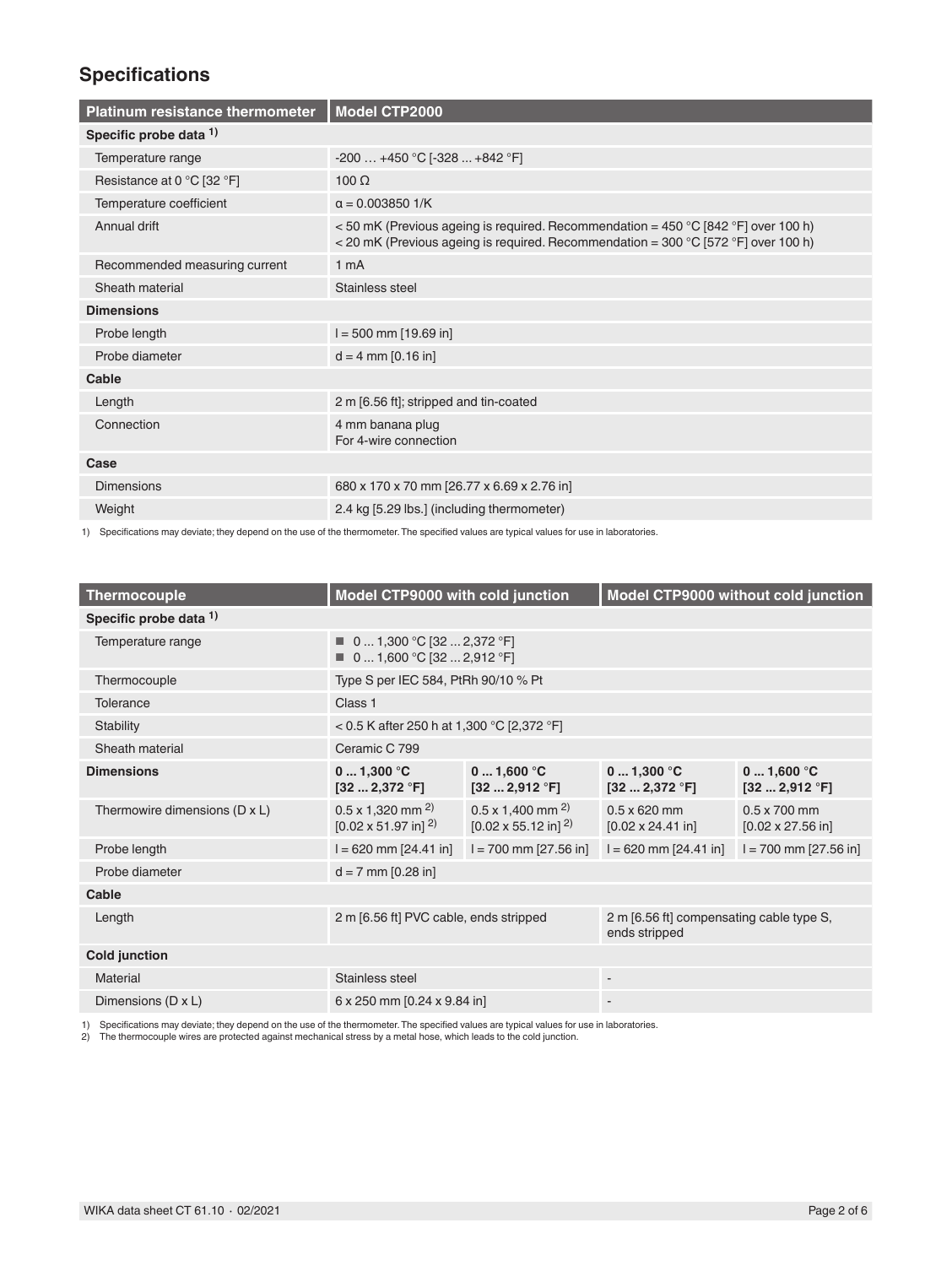## Specifications

| Platinum resistance thermometer | Model CTP2000 |
|---|---|
| **Specific probe data** [1] | |
| Temperature range | -200 … +450 °C [-328 ... +842 °F] |
| Resistance at 0 °C [32 °F] | 100 Ω |
| Temperature coefficient | α = 0.003850 1/K |
| Annual drift | < 50 mK (Previous ageing is required. Recommendation = 450 °C [842 °F] over 100 h)<br>< 20 mK (Previous ageing is required. Recommendation = 300 °C [572 °F] over 100 h) |
| Recommended measuring current | 1 mA |
| Sheath material | Stainless steel |
| **Dimensions** | |
| Probe length | l = 500 mm [19.69 in] |
| Probe diameter | d = 4 mm [0.16 in] |
| **Cable** | |
| Length | 2 m [6.56 ft]; stripped and tin-coated |
| Connection | 4 mm banana plug<br>For 4-wire connection |
| **Case** | |
| Dimensions | 680 x 170 x 70 mm [26.77 x 6.69 x 2.76 in] |
| Weight | 2.4 kg [5.29 lbs.] (including thermometer) |

1) Specifications may deviate; they depend on the use of the thermometer. The specified values are typical values for use in laboratories.

| Thermocouple | Model CTP9000 with cold junction | | Model CTP9000 without cold junction | |
|---|---|---|---|---|
| **Specific probe data** [1] | | | | |
| Temperature range | ■ 0 ... 1,300 °C [32 ... 2,372 °F]<br>■ 0 ... 1,600 °C [32 ... 2,912 °F] | | | |
| Thermocouple | Type S per IEC 584, PtRh 90/10 % Pt | | | |
| Tolerance | Class 1 | | | |
| Stability | < 0.5 K after 250 h at 1,300 °C [2,372 °F] | | | |
| Sheath material | Ceramic C 799 | | | |
| **Dimensions** | **0 ... 1,300 °C [32 ... 2,372 °F]** | **0 ... 1,600 °C [32 ... 2,912 °F]** | **0 ... 1,300 °C [32 ... 2,372 °F]** | **0 ... 1,600 °C [32 ... 2,912 °F]** |
| Thermowire dimensions (D x L) | 0.5 x 1,320 mm [2]<br>[0.02 x 51.97 in] [2] | 0.5 x 1,400 mm [2]<br>[0.02 x 55.12 in] [2] | 0.5 x 620 mm<br>[0.02 x 24.41 in] | 0.5 x 700 mm<br>[0.02 x 27.56 in] |
| Probe length | l = 620 mm [24.41 in] | l = 700 mm [27.56 in] | l = 620 mm [24.41 in] | l = 700 mm [27.56 in] |
| Probe diameter | d = 7 mm [0.28 in] | | | |
| **Cable** | | | | |
| Length | 2 m [6.56 ft] PVC cable, ends stripped | | 2 m [6.56 ft] compensating cable type S, ends stripped | |
| **Cold junction** | | | | |
| Material | Stainless steel | | - | |
| Dimensions (D x L) | 6 x 250 mm [0.24 x 9.84 in] | | - | |

1) Specifications may deviate; they depend on the use of the thermometer. The specified values are typical values for use in laboratories.
2) The thermocouple wires are protected against mechanical stress by a metal hose, which leads to the cold junction.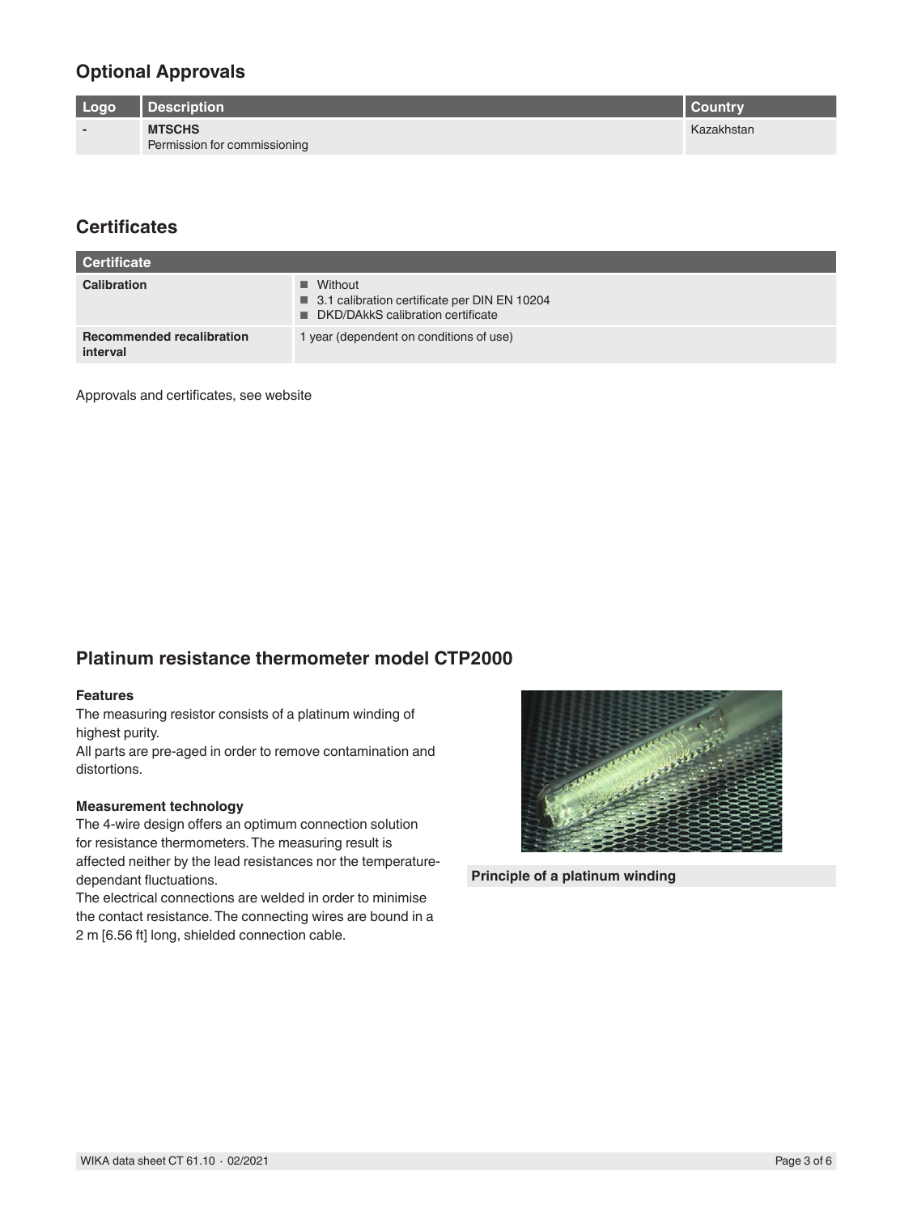## Optional Approvals

| Logo | Description | Country |
|---|---|---|
| - | **MTSCHS**<br>Permission for commissioning | Kazakhstan |

## Certificates

| Certificate | |
|---|---|
| **Calibration** | ■ Without<br>■ 3.1 calibration certificate per DIN EN 10204<br>■ DKD/DAkkS calibration certificate |
| **Recommended recalibration interval** | 1 year (dependent on conditions of use) |

Approvals and certificates, see website

## Platinum resistance thermometer model CTP2000

**Features**

The measuring resistor consists of a platinum winding of highest purity.
All parts are pre-aged in order to remove contamination and distortions.

**Measurement technology**

The 4-wire design offers an optimum connection solution for resistance thermometers. The measuring result is affected neither by the lead resistances nor the temperature-dependant fluctuations.
The electrical connections are welded in order to minimise the contact resistance. The connecting wires are bound in a 2 m [6.56 ft] long, shielded connection cable.

**Principle of a platinum winding**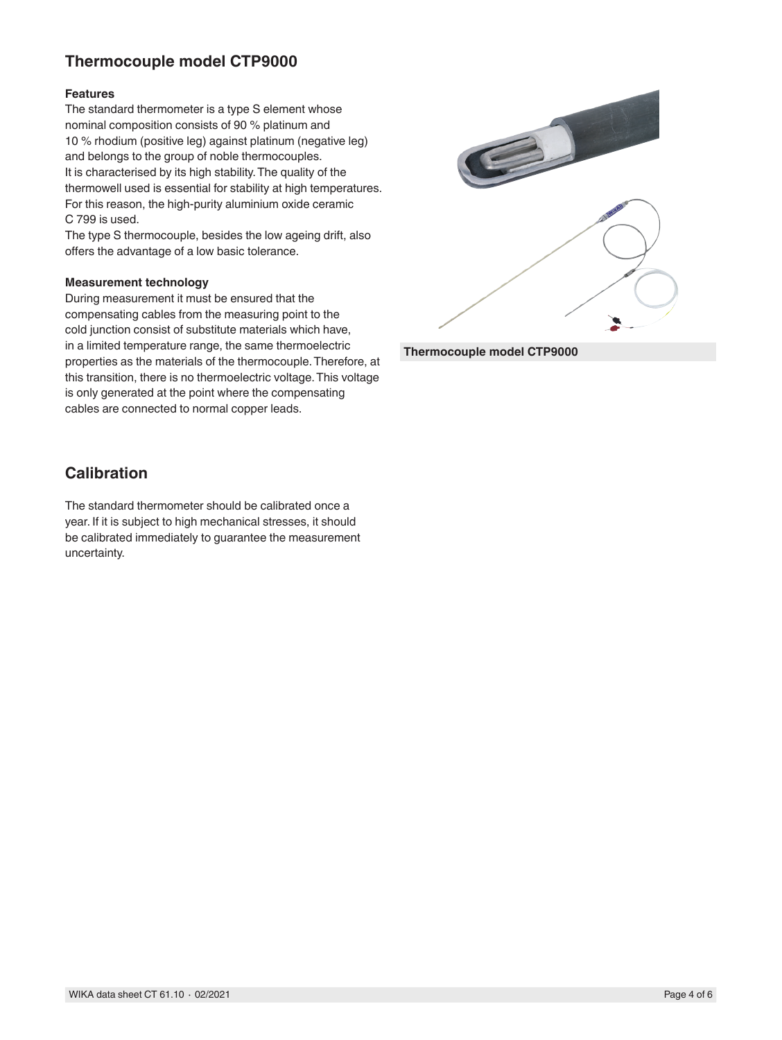## Thermocouple model CTP9000

### Features

The standard thermometer is a type S element whose nominal composition consists of 90 % platinum and 10 % rhodium (positive leg) against platinum (negative leg) and belongs to the group of noble thermocouples.
It is characterised by its high stability. The quality of the thermowell used is essential for stability at high temperatures. For this reason, the high-purity aluminium oxide ceramic C 799 is used.
The type S thermocouple, besides the low ageing drift, also offers the advantage of a low basic tolerance.

### Measurement technology

During measurement it must be ensured that the compensating cables from the measuring point to the cold junction consist of substitute materials which have, in a limited temperature range, the same thermoelectric properties as the materials of the thermocouple. Therefore, at this transition, there is no thermoelectric voltage. This voltage is only generated at the point where the compensating cables are connected to normal copper leads.

**Thermocouple model CTP9000**

## Calibration

The standard thermometer should be calibrated once a year. If it is subject to high mechanical stresses, it should be calibrated immediately to guarantee the measurement uncertainty.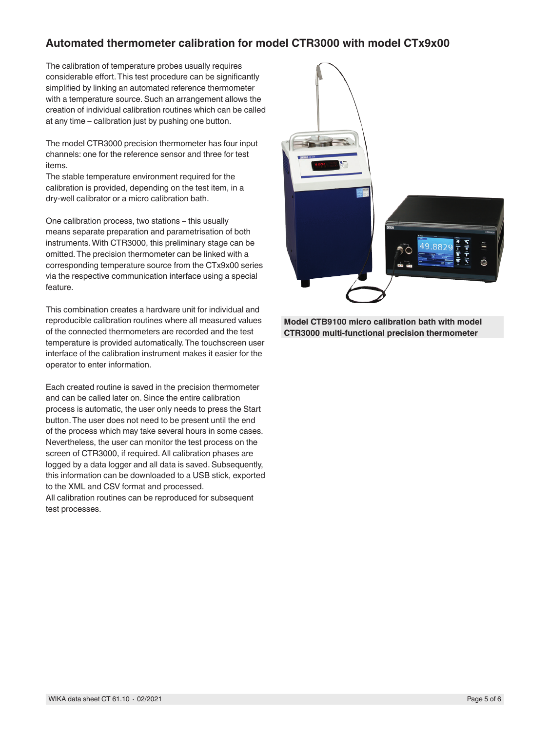## Automated thermometer calibration for model CTR3000 with model CTx9x00

The calibration of temperature probes usually requires considerable effort. This test procedure can be significantly simplified by linking an automated reference thermometer with a temperature source. Such an arrangement allows the creation of individual calibration routines which can be called at any time – calibration just by pushing one button.

The model CTR3000 precision thermometer has four input channels: one for the reference sensor and three for test items.
The stable temperature environment required for the calibration is provided, depending on the test item, in a dry-well calibrator or a micro calibration bath.

One calibration process, two stations – this usually means separate preparation and parametrisation of both instruments. With CTR3000, this preliminary stage can be omitted. The precision thermometer can be linked with a corresponding temperature source from the CTx9x00 series via the respective communication interface using a special feature.

This combination creates a hardware unit for individual and reproducible calibration routines where all measured values of the connected thermometers are recorded and the test temperature is provided automatically. The touchscreen user interface of the calibration instrument makes it easier for the operator to enter information.

Each created routine is saved in the precision thermometer and can be called later on. Since the entire calibration process is automatic, the user only needs to press the Start button. The user does not need to be present until the end of the process which may take several hours in some cases. Nevertheless, the user can monitor the test process on the screen of CTR3000, if required. All calibration phases are logged by a data logger and all data is saved. Subsequently, this information can be downloaded to a USB stick, exported to the XML and CSV format and processed.
All calibration routines can be reproduced for subsequent test processes.

**Model CTB9100 micro calibration bath with model CTR3000 multi-functional precision thermometer**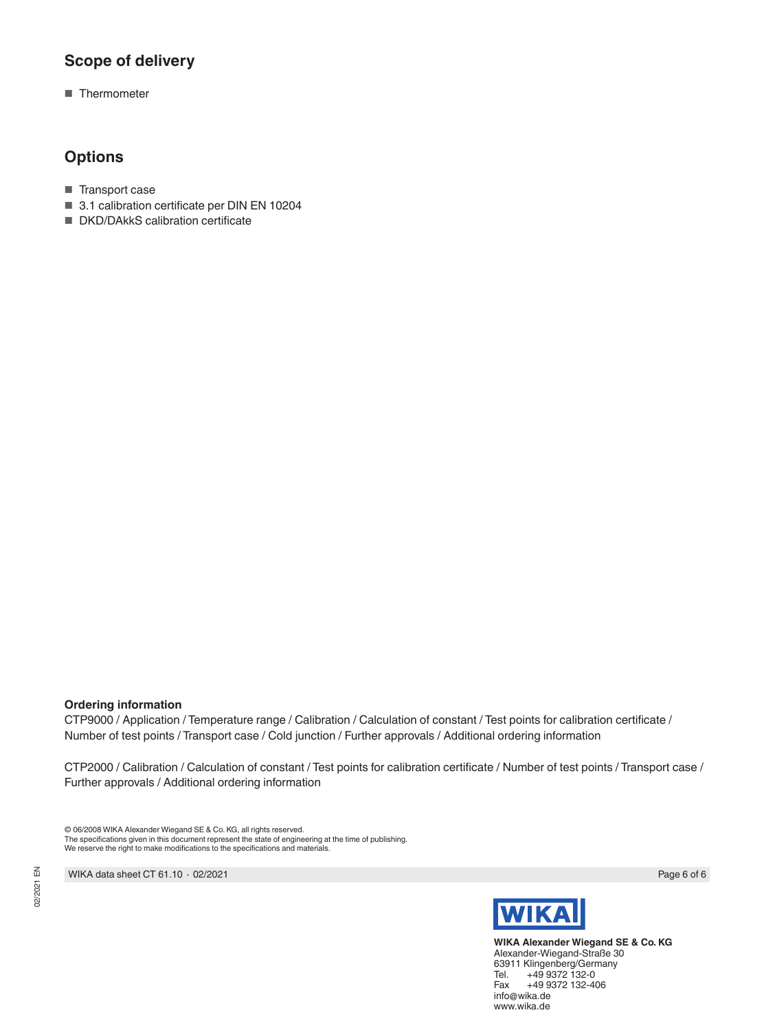## Scope of delivery

- Thermometer

## Options

- Transport case
- 3.1 calibration certificate per DIN EN 10204
- DKD/DAkkS calibration certificate

**Ordering information**

CTP9000 / Application / Temperature range / Calibration / Calculation of constant / Test points for calibration certificate / Number of test points / Transport case / Cold junction / Further approvals / Additional ordering information

CTP2000 / Calibration / Calculation of constant / Test points for calibration certificate / Number of test points / Transport case / Further approvals / Additional ordering information

© 06/2008 WIKA Alexander Wiegand SE & Co. KG, all rights reserved.
The specifications given in this document represent the state of engineering at the time of publishing.
We reserve the right to make modifications to the specifications and materials.

**WIKA Alexander Wiegand SE & Co. KG**
Alexander-Wiegand-Straße 30
63911 Klingenberg/Germany
Tel. +49 9372 132-0
Fax +49 9372 132-406
info@wika.de
www.wika.de